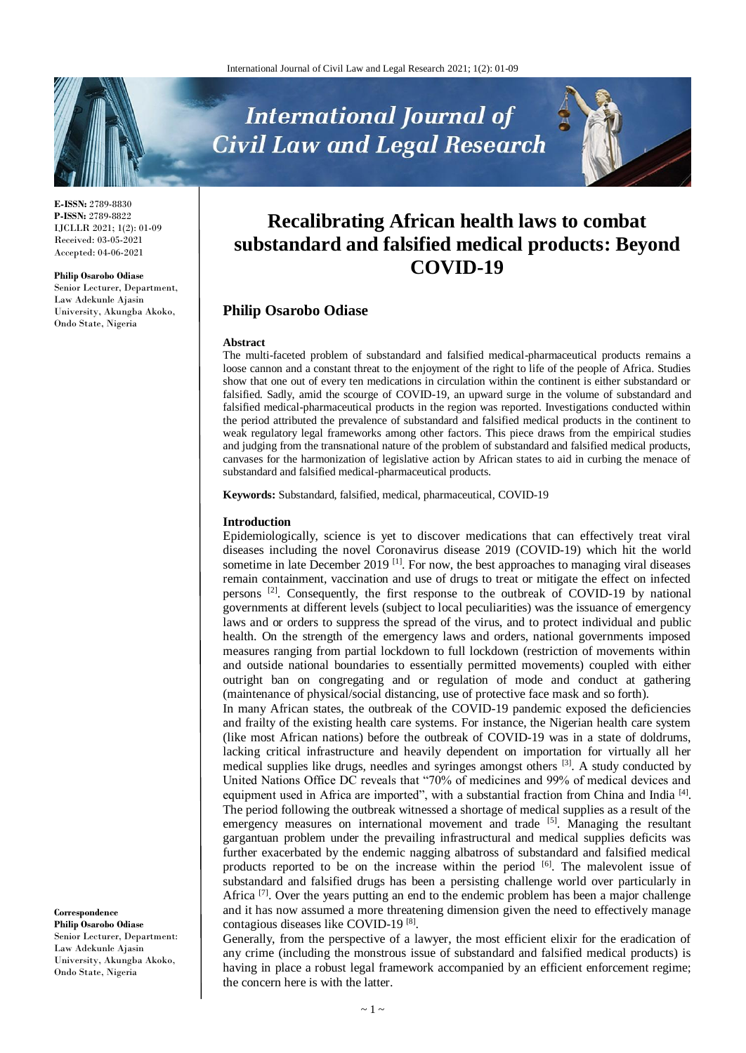**E-ISSN:** 2789-8830
**P-ISSN:** 2789-8822
IJCLLR 2021; 1(2): 01-09
Received: 03-05-2021
Accepted: 04-06-2021

**Philip Osarobo Odiase**
Senior Lecturer, Department, Law Adekunle Ajasin University, Akungba Akoko, Ondo State, Nigeria

**Correspondence**
**Philip Osarobo Odiase**
Senior Lecturer, Department: Law Adekunle Ajasin University, Akungba Akoko, Ondo State, Nigeria

# Recalibrating African health laws to combat substandard and falsified medical products: Beyond COVID-19

## Philip Osarobo Odiase

### Abstract

The multi-faceted problem of substandard and falsified medical-pharmaceutical products remains a loose cannon and a constant threat to the enjoyment of the right to life of the people of Africa. Studies show that one out of every ten medications in circulation within the continent is either substandard or falsified. Sadly, amid the scourge of COVID-19, an upward surge in the volume of substandard and falsified medical-pharmaceutical products in the region was reported. Investigations conducted within the period attributed the prevalence of substandard and falsified medical products in the continent to weak regulatory legal frameworks among other factors. This piece draws from the empirical studies and judging from the transnational nature of the problem of substandard and falsified medical products, canvases for the harmonization of legislative action by African states to aid in curbing the menace of substandard and falsified medical-pharmaceutical products.

**Keywords:** Substandard, falsified, medical, pharmaceutical, COVID-19

### Introduction

Epidemiologically, science is yet to discover medications that can effectively treat viral diseases including the novel Coronavirus disease 2019 (COVID-19) which hit the world sometime in late December 2019 [1]. For now, the best approaches to managing viral diseases remain containment, vaccination and use of drugs to treat or mitigate the effect on infected persons [2]. Consequently, the first response to the outbreak of COVID-19 by national governments at different levels (subject to local peculiarities) was the issuance of emergency laws and or orders to suppress the spread of the virus, and to protect individual and public health. On the strength of the emergency laws and orders, national governments imposed measures ranging from partial lockdown to full lockdown (restriction of movements within and outside national boundaries to essentially permitted movements) coupled with either outright ban on congregating and or regulation of mode and conduct at gathering (maintenance of physical/social distancing, use of protective face mask and so forth).

In many African states, the outbreak of the COVID-19 pandemic exposed the deficiencies and frailty of the existing health care systems. For instance, the Nigerian health care system (like most African nations) before the outbreak of COVID-19 was in a state of doldrums, lacking critical infrastructure and heavily dependent on importation for virtually all her medical supplies like drugs, needles and syringes amongst others [3]. A study conducted by United Nations Office DC reveals that "70% of medicines and 99% of medical devices and equipment used in Africa are imported", with a substantial fraction from China and India [4]. The period following the outbreak witnessed a shortage of medical supplies as a result of the emergency measures on international movement and trade [5]. Managing the resultant gargantuan problem under the prevailing infrastructural and medical supplies deficits was further exacerbated by the endemic nagging albatross of substandard and falsified medical products reported to be on the increase within the period [6]. The malevolent issue of substandard and falsified drugs has been a persisting challenge world over particularly in Africa [7]. Over the years putting an end to the endemic problem has been a major challenge and it has now assumed a more threatening dimension given the need to effectively manage contagious diseases like COVID-19 [8].

Generally, from the perspective of a lawyer, the most efficient elixir for the eradication of any crime (including the monstrous issue of substandard and falsified medical products) is having in place a robust legal framework accompanied by an efficient enforcement regime; the concern here is with the latter.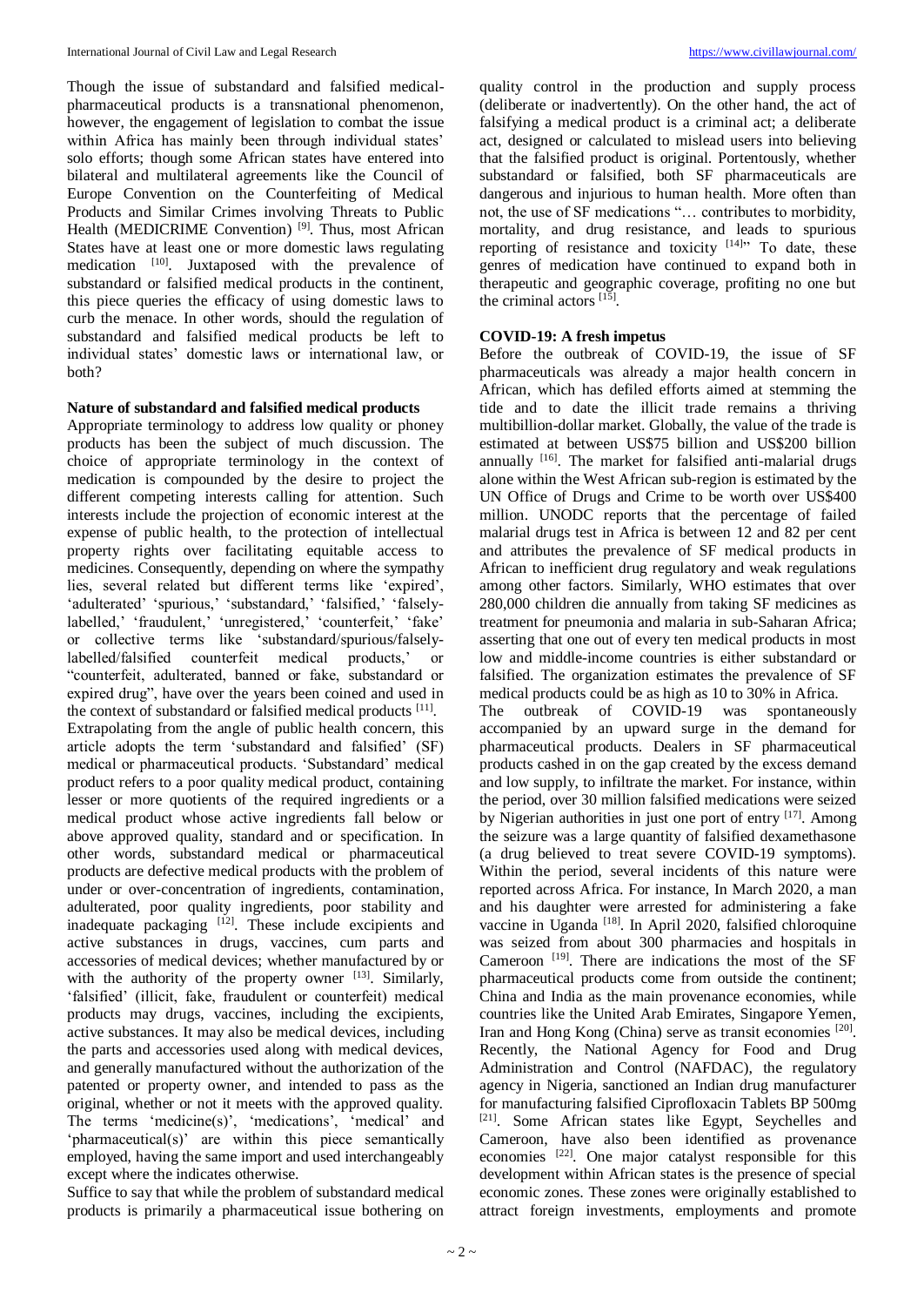Though the issue of substandard and falsified medical-pharmaceutical products is a transnational phenomenon, however, the engagement of legislation to combat the issue within Africa has mainly been through individual states' solo efforts; though some African states have entered into bilateral and multilateral agreements like the Council of Europe Convention on the Counterfeiting of Medical Products and Similar Crimes involving Threats to Public Health (MEDICRIME Convention) [9]. Thus, most African States have at least one or more domestic laws regulating medication [10]. Juxtaposed with the prevalence of substandard or falsified medical products in the continent, this piece queries the efficacy of using domestic laws to curb the menace. In other words, should the regulation of substandard and falsified medical products be left to individual states' domestic laws or international law, or both?

**Nature of substandard and falsified medical products**

Appropriate terminology to address low quality or phoney products has been the subject of much discussion. The choice of appropriate terminology in the context of medication is compounded by the desire to project the different competing interests calling for attention. Such interests include the projection of economic interest at the expense of public health, to the protection of intellectual property rights over facilitating equitable access to medicines. Consequently, depending on where the sympathy lies, several related but different terms like 'expired', 'adulterated' 'spurious,' 'substandard,' 'falsified,' 'falsely-labelled,' 'fraudulent,' 'unregistered,' 'counterfeit,' 'fake' or collective terms like 'substandard/spurious/falsely-labelled/falsified counterfeit medical products,' or "counterfeit, adulterated, banned or fake, substandard or expired drug", have over the years been coined and used in the context of substandard or falsified medical products [11].

Extrapolating from the angle of public health concern, this article adopts the term 'substandard and falsified' (SF) medical or pharmaceutical products. 'Substandard' medical product refers to a poor quality medical product, containing lesser or more quotients of the required ingredients or a medical product whose active ingredients fall below or above approved quality, standard and or specification. In other words, substandard medical or pharmaceutical products are defective medical products with the problem of under or over-concentration of ingredients, contamination, adulterated, poor quality ingredients, poor stability and inadequate packaging [12]. These include excipients and active substances in drugs, vaccines, cum parts and accessories of medical devices; whether manufactured by or with the authority of the property owner [13]. Similarly, 'falsified' (illicit, fake, fraudulent or counterfeit) medical products may drugs, vaccines, including the excipients, active substances. It may also be medical devices, including the parts and accessories used along with medical devices, and generally manufactured without the authorization of the patented or property owner, and intended to pass as the original, whether or not it meets with the approved quality. The terms 'medicine(s)', 'medications', 'medical' and 'pharmaceutical(s)' are within this piece semantically employed, having the same import and used interchangeably except where the indicates otherwise.

Suffice to say that while the problem of substandard medical products is primarily a pharmaceutical issue bothering on quality control in the production and supply process (deliberate or inadvertently). On the other hand, the act of falsifying a medical product is a criminal act; a deliberate act, designed or calculated to mislead users into believing that the falsified product is original. Portentously, whether substandard or falsified, both SF pharmaceuticals are dangerous and injurious to human health. More often than not, the use of SF medications "… contributes to morbidity, mortality, and drug resistance, and leads to spurious reporting of resistance and toxicity [14]" To date, these genres of medication have continued to expand both in therapeutic and geographic coverage, profiting no one but the criminal actors [15].

**COVID-19: A fresh impetus**

Before the outbreak of COVID-19, the issue of SF pharmaceuticals was already a major health concern in African, which has defiled efforts aimed at stemming the tide and to date the illicit trade remains a thriving multibillion-dollar market. Globally, the value of the trade is estimated at between US$75 billion and US$200 billion annually [16]. The market for falsified anti-malarial drugs alone within the West African sub-region is estimated by the UN Office of Drugs and Crime to be worth over US$400 million. UNODC reports that the percentage of failed malarial drugs test in Africa is between 12 and 82 per cent and attributes the prevalence of SF medical products in African to inefficient drug regulatory and weak regulations among other factors. Similarly, WHO estimates that over 280,000 children die annually from taking SF medicines as treatment for pneumonia and malaria in sub-Saharan Africa; asserting that one out of every ten medical products in most low and middle-income countries is either substandard or falsified. The organization estimates the prevalence of SF medical products could be as high as 10 to 30% in Africa.

The outbreak of COVID-19 was spontaneously accompanied by an upward surge in the demand for pharmaceutical products. Dealers in SF pharmaceutical products cashed in on the gap created by the excess demand and low supply, to infiltrate the market. For instance, within the period, over 30 million falsified medications were seized by Nigerian authorities in just one port of entry [17]. Among the seizure was a large quantity of falsified dexamethasone (a drug believed to treat severe COVID-19 symptoms). Within the period, several incidents of this nature were reported across Africa. For instance, In March 2020, a man and his daughter were arrested for administering a fake vaccine in Uganda [18]. In April 2020, falsified chloroquine was seized from about 300 pharmacies and hospitals in Cameroon [19]. There are indications the most of the SF pharmaceutical products come from outside the continent; China and India as the main provenance economies, while countries like the United Arab Emirates, Singapore Yemen, Iran and Hong Kong (China) serve as transit economies [20]. Recently, the National Agency for Food and Drug Administration and Control (NAFDAC), the regulatory agency in Nigeria, sanctioned an Indian drug manufacturer for manufacturing falsified Ciprofloxacin Tablets BP 500mg [21]. Some African states like Egypt, Seychelles and Cameroon, have also been identified as provenance economies [22]. One major catalyst responsible for this development within African states is the presence of special economic zones. These zones were originally established to attract foreign investments, employments and promote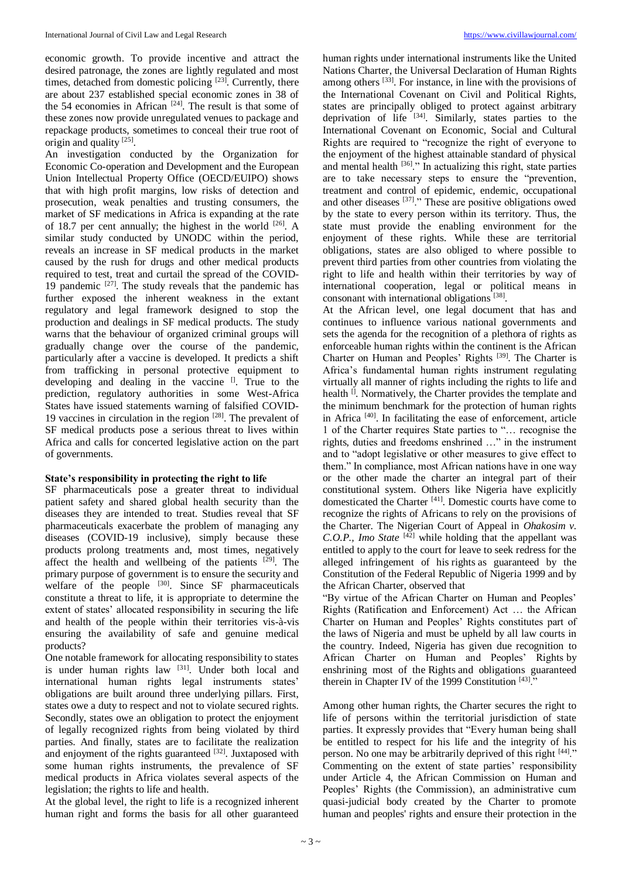economic growth. To provide incentive and attract the desired patronage, the zones are lightly regulated and most times, detached from domestic policing [23]. Currently, there are about 237 established special economic zones in 38 of the 54 economies in African [24]. The result is that some of these zones now provide unregulated venues to package and repackage products, sometimes to conceal their true root of origin and quality [25].

An investigation conducted by the Organization for Economic Co-operation and Development and the European Union Intellectual Property Office (OECD/EUIPO) shows that with high profit margins, low risks of detection and prosecution, weak penalties and trusting consumers, the market of SF medications in Africa is expanding at the rate of 18.7 per cent annually; the highest in the world [26]. A similar study conducted by UNODC within the period, reveals an increase in SF medical products in the market caused by the rush for drugs and other medical products required to test, treat and curtail the spread of the COVID-19 pandemic [27]. The study reveals that the pandemic has further exposed the inherent weakness in the extant regulatory and legal framework designed to stop the production and dealings in SF medical products. The study warns that the behaviour of organized criminal groups will gradually change over the course of the pandemic, particularly after a vaccine is developed. It predicts a shift from trafficking in personal protective equipment to developing and dealing in the vaccine [l]. True to the prediction, regulatory authorities in some West-Africa States have issued statements warning of falsified COVID-19 vaccines in circulation in the region [28]. The prevalent of SF medical products pose a serious threat to lives within Africa and calls for concerted legislative action on the part of governments.

### State's responsibility in protecting the right to life

SF pharmaceuticals pose a greater threat to individual patient safety and shared global health security than the diseases they are intended to treat. Studies reveal that SF pharmaceuticals exacerbate the problem of managing any diseases (COVID-19 inclusive), simply because these products prolong treatments and, most times, negatively affect the health and wellbeing of the patients [29]. The primary purpose of government is to ensure the security and welfare of the people [30]. Since SF pharmaceuticals constitute a threat to life, it is appropriate to determine the extent of states' allocated responsibility in securing the life and health of the people within their territories vis-à-vis ensuring the availability of safe and genuine medical products?

One notable framework for allocating responsibility to states is under human rights law [31]. Under both local and international human rights legal instruments states' obligations are built around three underlying pillars. First, states owe a duty to respect and not to violate secured rights. Secondly, states owe an obligation to protect the enjoyment of legally recognized rights from being violated by third parties. And finally, states are to facilitate the realization and enjoyment of the rights guaranteed [32]. Juxtaposed with some human rights instruments, the prevalence of SF medical products in Africa violates several aspects of the legislation; the rights to life and health.

At the global level, the right to life is a recognized inherent human right and forms the basis for all other guaranteed human rights under international instruments like the United Nations Charter, the Universal Declaration of Human Rights among others [33]. For instance, in line with the provisions of the International Covenant on Civil and Political Rights, states are principally obliged to protect against arbitrary deprivation of life [34]. Similarly, states parties to the International Covenant on Economic, Social and Cultural Rights are required to "recognize the right of everyone to the enjoyment of the highest attainable standard of physical and mental health [36]." In actualizing this right, state parties are to take necessary steps to ensure the "prevention, treatment and control of epidemic, endemic, occupational and other diseases [37]." These are positive obligations owed by the state to every person within its territory. Thus, the state must provide the enabling environment for the enjoyment of these rights. While these are territorial obligations, states are also obliged to where possible to prevent third parties from other countries from violating the right to life and health within their territories by way of international cooperation, legal or political means in consonant with international obligations [38].

At the African level, one legal document that has and continues to influence various national governments and sets the agenda for the recognition of a plethora of rights as enforceable human rights within the continent is the African Charter on Human and Peoples' Rights [39]. The Charter is Africa's fundamental human rights instrument regulating virtually all manner of rights including the rights to life and health [l]. Normatively, the Charter provides the template and the minimum benchmark for the protection of human rights in Africa [40]. In facilitating the ease of enforcement, article 1 of the Charter requires State parties to "… recognise the rights, duties and freedoms enshrined …" in the instrument and to "adopt legislative or other measures to give effect to them." In compliance, most African nations have in one way or the other made the charter an integral part of their constitutional system. Others like Nigeria have explicitly domesticated the Charter [41]. Domestic courts have come to recognize the rights of Africans to rely on the provisions of the Charter. The Nigerian Court of Appeal in *Ohakosim v. C.O.P., Imo State* [42] while holding that the appellant was entitled to apply to the court for leave to seek redress for the alleged infringement of his rights as guaranteed by the Constitution of the Federal Republic of Nigeria 1999 and by the African Charter, observed that

"By virtue of the African Charter on Human and Peoples' Rights (Ratification and Enforcement) Act … the African Charter on Human and Peoples' Rights constitutes part of the laws of Nigeria and must be upheld by all law courts in the country. Indeed, Nigeria has given due recognition to African Charter on Human and Peoples' Rights by enshrining most of the Rights and obligations guaranteed therein in Chapter IV of the 1999 Constitution [43]."

Among other human rights, the Charter secures the right to life of persons within the territorial jurisdiction of state parties. It expressly provides that "Every human being shall be entitled to respect for his life and the integrity of his person. No one may be arbitrarily deprived of this right [44]." Commenting on the extent of state parties' responsibility under Article 4, the African Commission on Human and Peoples' Rights (the Commission), an administrative cum quasi-judicial body created by the Charter to promote human and peoples' rights and ensure their protection in the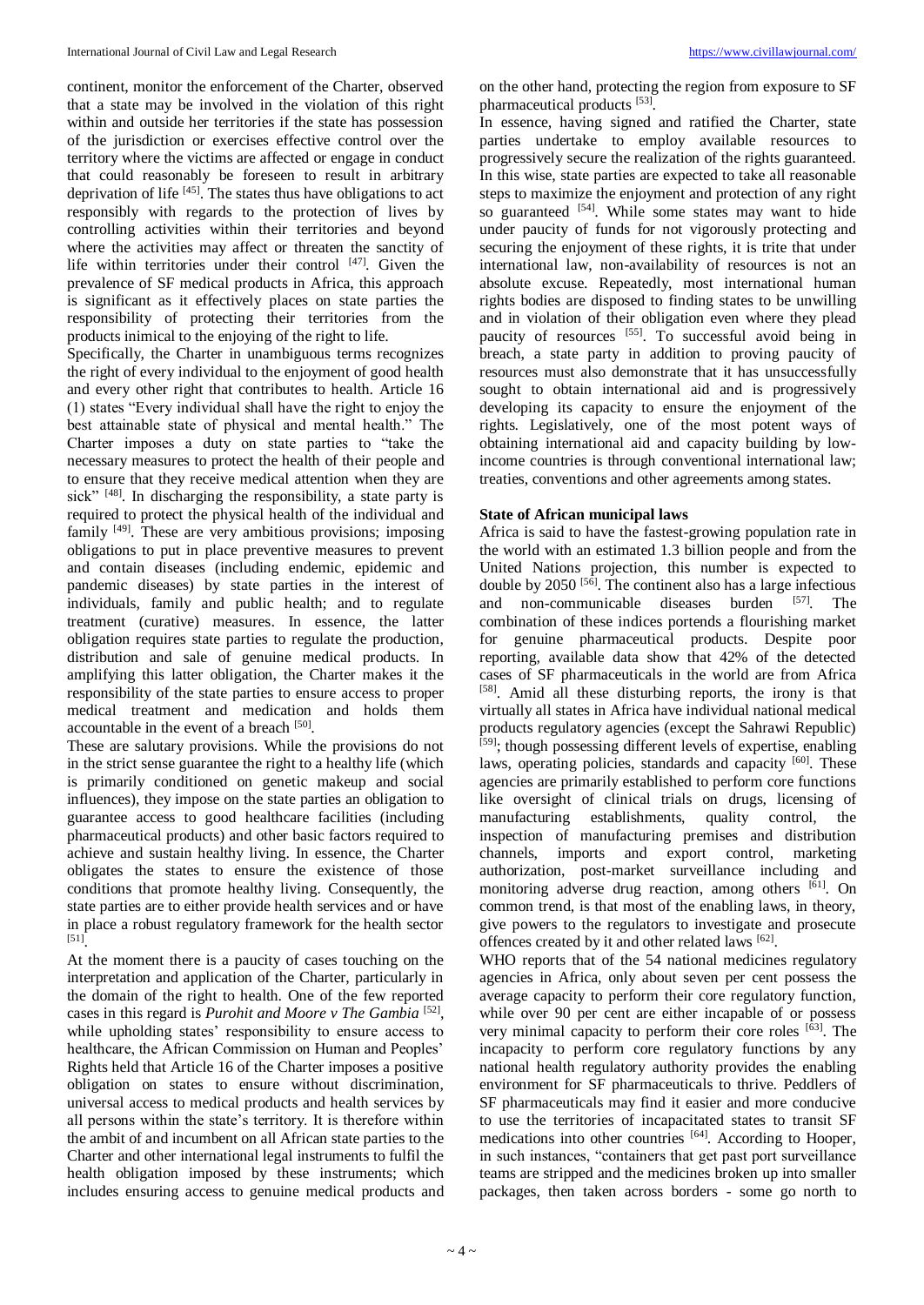continent, monitor the enforcement of the Charter, observed that a state may be involved in the violation of this right within and outside her territories if the state has possession of the jurisdiction or exercises effective control over the territory where the victims are affected or engage in conduct that could reasonably be foreseen to result in arbitrary deprivation of life [45]. The states thus have obligations to act responsibly with regards to the protection of lives by controlling activities within their territories and beyond where the activities may affect or threaten the sanctity of life within territories under their control [47]. Given the prevalence of SF medical products in Africa, this approach is significant as it effectively places on state parties the responsibility of protecting their territories from the products inimical to the enjoying of the right to life.

Specifically, the Charter in unambiguous terms recognizes the right of every individual to the enjoyment of good health and every other right that contributes to health. Article 16 (1) states "Every individual shall have the right to enjoy the best attainable state of physical and mental health." The Charter imposes a duty on state parties to "take the necessary measures to protect the health of their people and to ensure that they receive medical attention when they are sick" [48]. In discharging the responsibility, a state party is required to protect the physical health of the individual and family [49]. These are very ambitious provisions; imposing obligations to put in place preventive measures to prevent and contain diseases (including endemic, epidemic and pandemic diseases) by state parties in the interest of individuals, family and public health; and to regulate treatment (curative) measures. In essence, the latter obligation requires state parties to regulate the production, distribution and sale of genuine medical products. In amplifying this latter obligation, the Charter makes it the responsibility of the state parties to ensure access to proper medical treatment and medication and holds them accountable in the event of a breach [50].

These are salutary provisions. While the provisions do not in the strict sense guarantee the right to a healthy life (which is primarily conditioned on genetic makeup and social influences), they impose on the state parties an obligation to guarantee access to good healthcare facilities (including pharmaceutical products) and other basic factors required to achieve and sustain healthy living. In essence, the Charter obligates the states to ensure the existence of those conditions that promote healthy living. Consequently, the state parties are to either provide health services and or have in place a robust regulatory framework for the health sector [51].

At the moment there is a paucity of cases touching on the interpretation and application of the Charter, particularly in the domain of the right to health. One of the few reported cases in this regard is *Purohit and Moore v The Gambia* [52], while upholding states' responsibility to ensure access to healthcare, the African Commission on Human and Peoples' Rights held that Article 16 of the Charter imposes a positive obligation on states to ensure without discrimination, universal access to medical products and health services by all persons within the state's territory. It is therefore within the ambit of and incumbent on all African state parties to the Charter and other international legal instruments to fulfil the health obligation imposed by these instruments; which includes ensuring access to genuine medical products and on the other hand, protecting the region from exposure to SF pharmaceutical products [53].

In essence, having signed and ratified the Charter, state parties undertake to employ available resources to progressively secure the realization of the rights guaranteed. In this wise, state parties are expected to take all reasonable steps to maximize the enjoyment and protection of any right so guaranteed [54]. While some states may want to hide under paucity of funds for not vigorously protecting and securing the enjoyment of these rights, it is trite that under international law, non-availability of resources is not an absolute excuse. Repeatedly, most international human rights bodies are disposed to finding states to be unwilling and in violation of their obligation even where they plead paucity of resources [55]. To successful avoid being in breach, a state party in addition to proving paucity of resources must also demonstrate that it has unsuccessfully sought to obtain international aid and is progressively developing its capacity to ensure the enjoyment of the rights. Legislatively, one of the most potent ways of obtaining international aid and capacity building by low-income countries is through conventional international law; treaties, conventions and other agreements among states.

### State of African municipal laws

Africa is said to have the fastest-growing population rate in the world with an estimated 1.3 billion people and from the United Nations projection, this number is expected to double by 2050 [56]. The continent also has a large infectious and non-communicable diseases burden [57]. The combination of these indices portends a flourishing market for genuine pharmaceutical products. Despite poor reporting, available data show that 42% of the detected cases of SF pharmaceuticals in the world are from Africa [58]. Amid all these disturbing reports, the irony is that virtually all states in Africa have individual national medical products regulatory agencies (except the Sahrawi Republic) [59]; though possessing different levels of expertise, enabling laws, operating policies, standards and capacity [60]. These agencies are primarily established to perform core functions like oversight of clinical trials on drugs, licensing of manufacturing establishments, quality control, the inspection of manufacturing premises and distribution channels, imports and export control, marketing authorization, post-market surveillance including and monitoring adverse drug reaction, among others [61]. On common trend, is that most of the enabling laws, in theory, give powers to the regulators to investigate and prosecute offences created by it and other related laws [62].

WHO reports that of the 54 national medicines regulatory agencies in Africa, only about seven per cent possess the average capacity to perform their core regulatory function, while over 90 per cent are either incapable of or possess very minimal capacity to perform their core roles [63]. The incapacity to perform core regulatory functions by any national health regulatory authority provides the enabling environment for SF pharmaceuticals to thrive. Peddlers of SF pharmaceuticals may find it easier and more conducive to use the territories of incapacitated states to transit SF medications into other countries [64]. According to Hooper, in such instances, "containers that get past port surveillance teams are stripped and the medicines broken up into smaller packages, then taken across borders - some go north to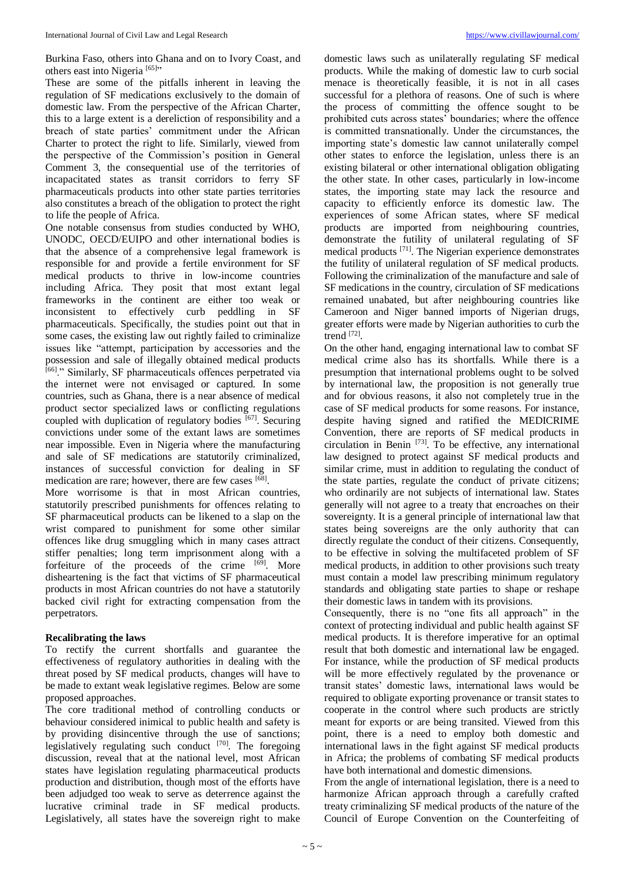Burkina Faso, others into Ghana and on to Ivory Coast, and others east into Nigeria [65]"

These are some of the pitfalls inherent in leaving the regulation of SF medications exclusively to the domain of domestic law. From the perspective of the African Charter, this to a large extent is a dereliction of responsibility and a breach of state parties' commitment under the African Charter to protect the right to life. Similarly, viewed from the perspective of the Commission's position in General Comment 3, the consequential use of the territories of incapacitated states as transit corridors to ferry SF pharmaceuticals products into other state parties territories also constitutes a breach of the obligation to protect the right to life the people of Africa.

One notable consensus from studies conducted by WHO, UNODC, OECD/EUIPO and other international bodies is that the absence of a comprehensive legal framework is responsible for and provide a fertile environment for SF medical products to thrive in low-income countries including Africa. They posit that most extant legal frameworks in the continent are either too weak or inconsistent to effectively curb peddling in SF pharmaceuticals. Specifically, the studies point out that in some cases, the existing law out rightly failed to criminalize issues like "attempt, participation by accessories and the possession and sale of illegally obtained medical products [66]." Similarly, SF pharmaceuticals offences perpetrated via the internet were not envisaged or captured. In some countries, such as Ghana, there is a near absence of medical product sector specialized laws or conflicting regulations coupled with duplication of regulatory bodies [67]. Securing convictions under some of the extant laws are sometimes near impossible. Even in Nigeria where the manufacturing and sale of SF medications are statutorily criminalized, instances of successful conviction for dealing in SF medication are rare; however, there are few cases [68].

More worrisome is that in most African countries, statutorily prescribed punishments for offences relating to SF pharmaceutical products can be likened to a slap on the wrist compared to punishment for some other similar offences like drug smuggling which in many cases attract stiffer penalties; long term imprisonment along with a forfeiture of the proceeds of the crime [69]. More disheartening is the fact that victims of SF pharmaceutical products in most African countries do not have a statutorily backed civil right for extracting compensation from the perpetrators.

## Recalibrating the laws

To rectify the current shortfalls and guarantee the effectiveness of regulatory authorities in dealing with the threat posed by SF medical products, changes will have to be made to extant weak legislative regimes. Below are some proposed approaches.

The core traditional method of controlling conducts or behaviour considered inimical to public health and safety is by providing disincentive through the use of sanctions; legislatively regulating such conduct [70]. The foregoing discussion, reveal that at the national level, most African states have legislation regulating pharmaceutical products production and distribution, though most of the efforts have been adjudged too weak to serve as deterrence against the lucrative criminal trade in SF medical products. Legislatively, all states have the sovereign right to make domestic laws such as unilaterally regulating SF medical products. While the making of domestic law to curb social menace is theoretically feasible, it is not in all cases successful for a plethora of reasons. One of such is where the process of committing the offence sought to be prohibited cuts across states' boundaries; where the offence is committed transnationally. Under the circumstances, the importing state's domestic law cannot unilaterally compel other states to enforce the legislation, unless there is an existing bilateral or other international obligation obligating the other state. In other cases, particularly in low-income states, the importing state may lack the resource and capacity to efficiently enforce its domestic law. The experiences of some African states, where SF medical products are imported from neighbouring countries, demonstrate the futility of unilateral regulating of SF medical products [71]. The Nigerian experience demonstrates the futility of unilateral regulation of SF medical products. Following the criminalization of the manufacture and sale of SF medications in the country, circulation of SF medications remained unabated, but after neighbouring countries like Cameroon and Niger banned imports of Nigerian drugs, greater efforts were made by Nigerian authorities to curb the trend [72].

On the other hand, engaging international law to combat SF medical crime also has its shortfalls. While there is a presumption that international problems ought to be solved by international law, the proposition is not generally true and for obvious reasons, it also not completely true in the case of SF medical products for some reasons. For instance, despite having signed and ratified the MEDICRIME Convention, there are reports of SF medical products in circulation in Benin [73]. To be effective, any international law designed to protect against SF medical products and similar crime, must in addition to regulating the conduct of the state parties, regulate the conduct of private citizens; who ordinarily are not subjects of international law. States generally will not agree to a treaty that encroaches on their sovereignty. It is a general principle of international law that states being sovereigns are the only authority that can directly regulate the conduct of their citizens. Consequently, to be effective in solving the multifaceted problem of SF medical products, in addition to other provisions such treaty must contain a model law prescribing minimum regulatory standards and obligating state parties to shape or reshape their domestic laws in tandem with its provisions.

Consequently, there is no "one fits all approach" in the context of protecting individual and public health against SF medical products. It is therefore imperative for an optimal result that both domestic and international law be engaged. For instance, while the production of SF medical products will be more effectively regulated by the provenance or transit states' domestic laws, international laws would be required to obligate exporting provenance or transit states to cooperate in the control where such products are strictly meant for exports or are being transited. Viewed from this point, there is a need to employ both domestic and international laws in the fight against SF medical products in Africa; the problems of combating SF medical products have both international and domestic dimensions.

From the angle of international legislation, there is a need to harmonize African approach through a carefully crafted treaty criminalizing SF medical products of the nature of the Council of Europe Convention on the Counterfeiting of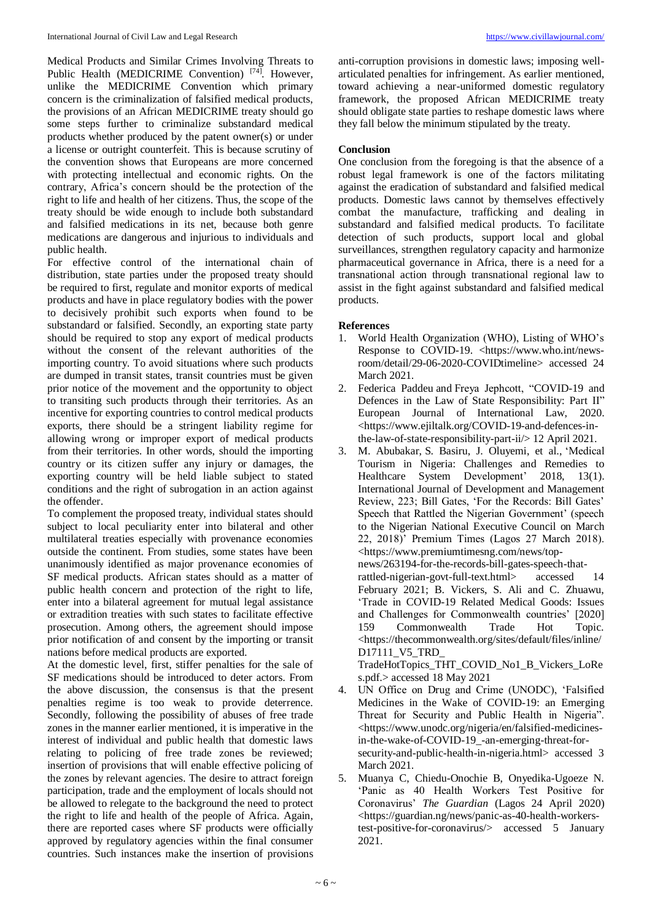Medical Products and Similar Crimes Involving Threats to Public Health (MEDICRIME Convention) [74]. However, unlike the MEDICRIME Convention which primary concern is the criminalization of falsified medical products, the provisions of an African MEDICRIME treaty should go some steps further to criminalize substandard medical products whether produced by the patent owner(s) or under a license or outright counterfeit. This is because scrutiny of the convention shows that Europeans are more concerned with protecting intellectual and economic rights. On the contrary, Africa's concern should be the protection of the right to life and health of her citizens. Thus, the scope of the treaty should be wide enough to include both substandard and falsified medications in its net, because both genre medications are dangerous and injurious to individuals and public health.

For effective control of the international chain of distribution, state parties under the proposed treaty should be required to first, regulate and monitor exports of medical products and have in place regulatory bodies with the power to decisively prohibit such exports when found to be substandard or falsified. Secondly, an exporting state party should be required to stop any export of medical products without the consent of the relevant authorities of the importing country. To avoid situations where such products are dumped in transit states, transit countries must be given prior notice of the movement and the opportunity to object to transiting such products through their territories. As an incentive for exporting countries to control medical products exports, there should be a stringent liability regime for allowing wrong or improper export of medical products from their territories. In other words, should the importing country or its citizen suffer any injury or damages, the exporting country will be held liable subject to stated conditions and the right of subrogation in an action against the offender.

To complement the proposed treaty, individual states should subject to local peculiarity enter into bilateral and other multilateral treaties especially with provenance economies outside the continent. From studies, some states have been unanimously identified as major provenance economies of SF medical products. African states should as a matter of public health concern and protection of the right to life, enter into a bilateral agreement for mutual legal assistance or extradition treaties with such states to facilitate effective prosecution. Among others, the agreement should impose prior notification of and consent by the importing or transit nations before medical products are exported.

At the domestic level, first, stiffer penalties for the sale of SF medications should be introduced to deter actors. From the above discussion, the consensus is that the present penalties regime is too weak to provide deterrence. Secondly, following the possibility of abuses of free trade zones in the manner earlier mentioned, it is imperative in the interest of individual and public health that domestic laws relating to policing of free trade zones be reviewed; insertion of provisions that will enable effective policing of the zones by relevant agencies. The desire to attract foreign participation, trade and the employment of locals should not be allowed to relegate to the background the need to protect the right to life and health of the people of Africa. Again, there are reported cases where SF products were officially approved by regulatory agencies within the final consumer countries. Such instances make the insertion of provisions anti-corruption provisions in domestic laws; imposing well-articulated penalties for infringement. As earlier mentioned, toward achieving a near-uniformed domestic regulatory framework, the proposed African MEDICRIME treaty should obligate state parties to reshape domestic laws where they fall below the minimum stipulated by the treaty.

## Conclusion

One conclusion from the foregoing is that the absence of a robust legal framework is one of the factors militating against the eradication of substandard and falsified medical products. Domestic laws cannot by themselves effectively combat the manufacture, trafficking and dealing in substandard and falsified medical products. To facilitate detection of such products, support local and global surveillances, strengthen regulatory capacity and harmonize pharmaceutical governance in Africa, there is a need for a transnational action through transnational regional law to assist in the fight against substandard and falsified medical products.

## References

1. World Health Organization (WHO), Listing of WHO's Response to COVID-19. <https://www.who.int/news-room/detail/29-06-2020-COVIDtimeline> accessed 24 March 2021.
2. Federica Paddeu and Freya Jephcott, "COVID-19 and Defences in the Law of State Responsibility: Part II" European Journal of International Law, 2020. <https://www.ejiltalk.org/COVID-19-and-defences-in-the-law-of-state-responsibility-part-ii/> 12 April 2021.
3. M. Abubakar, S. Basiru, J. Oluyemi, et al., 'Medical Tourism in Nigeria: Challenges and Remedies to Healthcare System Development' 2018, 13(1). International Journal of Development and Management Review, 223; Bill Gates, 'For the Records: Bill Gates' Speech that Rattled the Nigerian Government' (speech to the Nigerian National Executive Council on March 22, 2018)' Premium Times (Lagos 27 March 2018). <https://www.premiumtimesng.com/news/top-news/263194-for-the-records-bill-gates-speech-that-rattled-nigerian-govt-full-text.html> accessed 14 February 2021; B. Vickers, S. Ali and C. Zhuawu, 'Trade in COVID-19 Related Medical Goods: Issues and Challenges for Commonwealth countries' [2020] 159 Commonwealth Trade Hot Topic. <https://thecommonwealth.org/sites/default/files/inline/D17111_V5_TRD_TradeHotTopics_THT_COVID_No1_B_Vickers_LoRes.pdf.> accessed 18 May 2021
4. UN Office on Drug and Crime (UNODC), 'Falsified Medicines in the Wake of COVID-19: an Emerging Threat for Security and Public Health in Nigeria". <https://www.unodc.org/nigeria/en/falsified-medicines-in-the-wake-of-COVID-19_-an-emerging-threat-for-security-and-public-health-in-nigeria.html> accessed 3 March 2021.
5. Muanya C, Chiedu-Onochie B, Onyedika-Ugoeze N. 'Panic as 40 Health Workers Test Positive for Coronavirus' *The Guardian* (Lagos 24 April 2020) <https://guardian.ng/news/panic-as-40-health-workers-test-positive-for-coronavirus/> accessed 5 January 2021.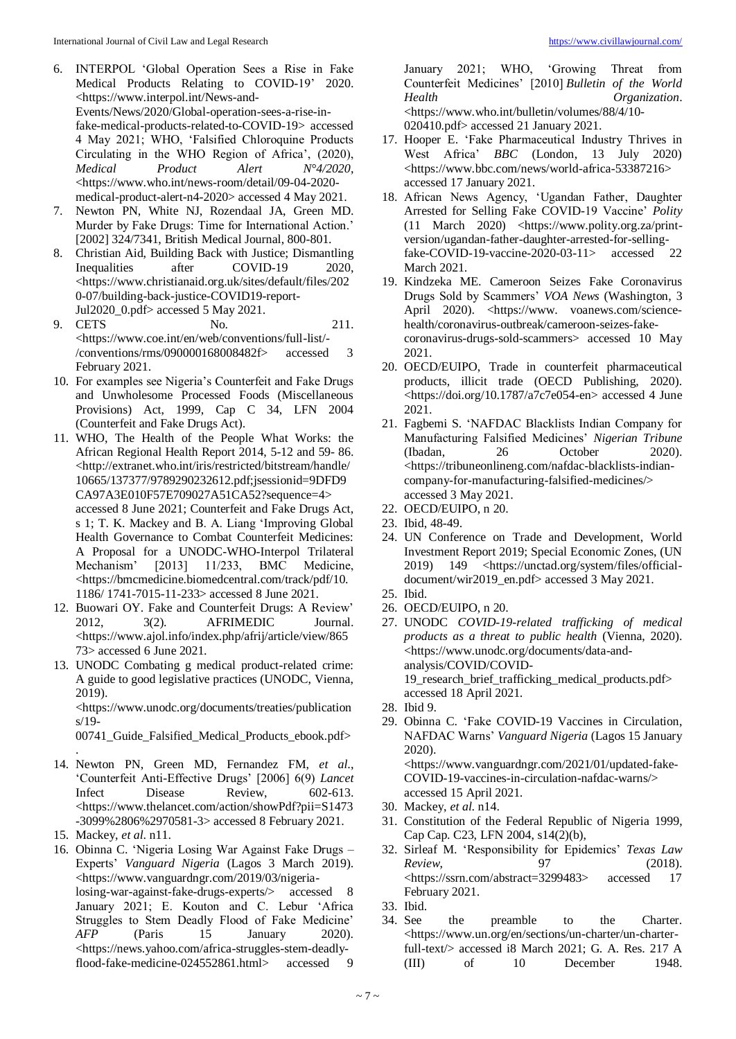6. INTERPOL 'Global Operation Sees a Rise in Fake Medical Products Relating to COVID-19' 2020. <https://www.interpol.int/News-and-Events/News/2020/Global-operation-sees-a-rise-in-fake-medical-products-related-to-COVID-19> accessed 4 May 2021; WHO, 'Falsified Chloroquine Products Circulating in the WHO Region of Africa', (2020), *Medical Product Alert N°4/2020*, <https://www.who.int/news-room/detail/09-04-2020-medical-product-alert-n4-2020> accessed 4 May 2021.
7. Newton PN, White NJ, Rozendaal JA, Green MD. Murder by Fake Drugs: Time for International Action.' [2002] 324/7341, British Medical Journal, 800-801.
8. Christian Aid, Building Back with Justice; Dismantling Inequalities after COVID-19 2020, <https://www.christianaid.org.uk/sites/default/files/2020-07/building-back-justice-COVID19-report-Jul2020_0.pdf> accessed 5 May 2021.
9. CETS No. 211. <https://www.coe.int/en/web/conventions/full-list/-/conventions/rms/090000168008482f> accessed 3 February 2021.
10. For examples see Nigeria's Counterfeit and Fake Drugs and Unwholesome Processed Foods (Miscellaneous Provisions) Act, 1999, Cap C 34, LFN 2004 (Counterfeit and Fake Drugs Act).
11. WHO, The Health of the People What Works: the African Regional Health Report 2014, 5-12 and 59- 86. <http://extranet.who.int/iris/restricted/bitstream/handle/10665/137377/9789290232612.pdf;jsessionid=9DFD9CA97A3E010F57E709027A51CA52?sequence=4> accessed 8 June 2021; Counterfeit and Fake Drugs Act, s 1; T. K. Mackey and B. A. Liang 'Improving Global Health Governance to Combat Counterfeit Medicines: A Proposal for a UNODC-WHO-Interpol Trilateral Mechanism' [2013] 11/233, BMC Medicine, <https://bmcmedicine.biomedcentral.com/track/pdf/10.1186/ 1741-7015-11-233> accessed 8 June 2021.
12. Buowari OY. Fake and Counterfeit Drugs: A Review' 2012, 3(2). AFRIMEDIC Journal. <https://www.ajol.info/index.php/afrij/article/view/86573> accessed 6 June 2021.
13. UNODC Combating g medical product-related crime: A guide to good legislative practices (UNODC, Vienna, 2019). <https://www.unodc.org/documents/treaties/publications/19-00741_Guide_Falsified_Medical_Products_ebook.pdf>.
14. Newton PN, Green MD, Fernandez FM, *et al.*, 'Counterfeit Anti-Effective Drugs' [2006] 6(9) *Lancet* Infect Disease Review, 602-613. <https://www.thelancet.com/action/showPdf?pii=S1473-3099%2806%2970581-3> accessed 8 February 2021.
15. Mackey, *et al.* n11.
16. Obinna C. 'Nigeria Losing War Against Fake Drugs – Experts' *Vanguard Nigeria* (Lagos 3 March 2019). <https://www.vanguardngr.com/2019/03/nigeria-losing-war-against-fake-drugs-experts/> accessed 8 January 2021; E. Kouton and C. Lebur 'Africa Struggles to Stem Deadly Flood of Fake Medicine' *AFP* (Paris 15 January 2020). <https://news.yahoo.com/africa-struggles-stem-deadly-flood-fake-medicine-024552861.html> accessed 9 January 2021; WHO, 'Growing Threat from Counterfeit Medicines' [2010] *Bulletin of the World Health Organization*. <https://www.who.int/bulletin/volumes/88/4/10-020410.pdf> accessed 21 January 2021.
17. Hooper E. 'Fake Pharmaceutical Industry Thrives in West Africa' *BBC* (London, 13 July 2020) <https://www.bbc.com/news/world-africa-53387216> accessed 17 January 2021.
18. African News Agency, 'Ugandan Father, Daughter Arrested for Selling Fake COVID-19 Vaccine' *Polity* (11 March 2020) <https://www.polity.org.za/print-version/ugandan-father-daughter-arrested-for-selling-fake-COVID-19-vaccine-2020-03-11> accessed 22 March 2021.
19. Kindzeka ME. Cameroon Seizes Fake Coronavirus Drugs Sold by Scammers' *VOA News* (Washington, 3 April 2020). <https://www. voanews.com/science-health/coronavirus-outbreak/cameroon-seizes-fake-coronavirus-drugs-sold-scammers> accessed 10 May 2021.
20. OECD/EUIPO, Trade in counterfeit pharmaceutical products, illicit trade (OECD Publishing, 2020). <https://doi.org/10.1787/a7c7e054-en> accessed 4 June 2021.
21. Fagbemi S. 'NAFDAC Blacklists Indian Company for Manufacturing Falsified Medicines' *Nigerian Tribune* (Ibadan, 26 October 2020). <https://tribuneonlineng.com/nafdac-blacklists-indian-company-for-manufacturing-falsified-medicines/> accessed 3 May 2021.
22. OECD/EUIPO, n 20.
23. Ibid, 48-49.
24. UN Conference on Trade and Development, World Investment Report 2019; Special Economic Zones, (UN 2019) 149 <https://unctad.org/system/files/official-document/wir2019_en.pdf> accessed 3 May 2021.
25. Ibid.
26. OECD/EUIPO, n 20.
27. UNODC *COVID-19-related trafficking of medical products as a threat to public health* (Vienna, 2020). <https://www.unodc.org/documents/data-and-analysis/COVID/COVID-19_research_brief_trafficking_medical_products.pdf> accessed 18 April 2021.
28. Ibid 9.
29. Obinna C. 'Fake COVID-19 Vaccines in Circulation, NAFDAC Warns' *Vanguard Nigeria* (Lagos 15 January 2020). <https://www.vanguardngr.com/2021/01/updated-fake-COVID-19-vaccines-in-circulation-nafdac-warns/> accessed 15 April 2021.
30. Mackey, *et al.* n14.
31. Constitution of the Federal Republic of Nigeria 1999, Cap Cap. C23, LFN 2004, s14(2)(b),
32. Sirleaf M. 'Responsibility for Epidemics' *Texas Law Review*, 97 (2018). <https://ssrn.com/abstract=3299483> accessed 17 February 2021.
33. Ibid.
34. See the preamble to the Charter. <https://www.un.org/en/sections/un-charter/un-charter-full-text/> accessed i8 March 2021; G. A. Res. 217 A (III) of 10 December 1948.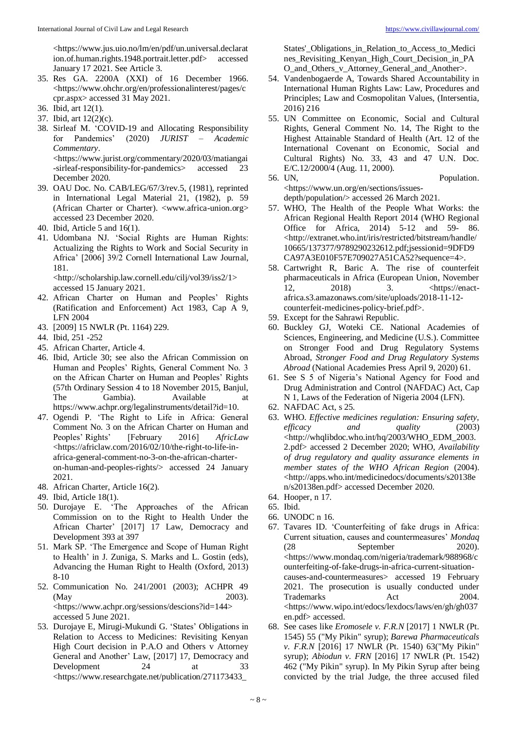<https://www.jus.uio.no/lm/en/pdf/un.universal.declaration.of.human.rights.1948.portrait.letter.pdf> accessed January 17 2021. See Article 3.

35. Res GA. 2200A (XXI) of 16 December 1966. <https://www.ohchr.org/en/professionalinterest/pages/ccpr.aspx> accessed 31 May 2021.
36. Ibid, art 12(1).
37. Ibid, art 12(2)(c).
38. Sirleaf M. 'COVID-19 and Allocating Responsibility for Pandemics' (2020) *JURIST – Academic Commentary*. <https://www.jurist.org/commentary/2020/03/matiangai-sirleaf-responsibility-for-pandemics> accessed 23 December 2020.
39. OAU Doc. No. CAB/LEG/67/3/rev.5, (1981), reprinted in International Legal Material 21, (1982), p. 59 (African Charter or Charter). <www.africa-union.org> accessed 23 December 2020.
40. Ibid, Article 5 and 16(1).
41. Udombana NJ. 'Social Rights are Human Rights: Actualizing the Rights to Work and Social Security in Africa' [2006] 39/2 Cornell International Law Journal, 181. <http://scholarship.law.cornell.edu/cilj/vol39/iss2/1> accessed 15 January 2021.
42. African Charter on Human and Peoples' Rights (Ratification and Enforcement) Act 1983, Cap A 9, LFN 2004
43. [2009] 15 NWLR (Pt. 1164) 229.
44. Ibid, 251 -252
45. African Charter, Article 4.
46. Ibid, Article 30; see also the African Commission on Human and Peoples' Rights, General Comment No. 3 on the African Charter on Human and Peoples' Rights (57th Ordinary Session 4 to 18 November 2015, Banjul, The Gambia). Available at https://www.achpr.org/legalinstruments/detail?id=10.
47. Ogendi P. 'The Right to Life in Africa: General Comment No. 3 on the African Charter on Human and Peoples' Rights' [February 2016] *AfricLaw* <https://africlaw.com/2016/02/10/the-right-to-life-in-africa-general-comment-no-3-on-the-african-charter-on-human-and-peoples-rights/> accessed 24 January 2021.
48. African Charter, Article 16(2).
49. Ibid, Article 18(1).
50. Durojaye E. 'The Approaches of the African Commission on to the Right to Health Under the African Charter' [2017] 17 Law, Democracy and Development 393 at 397
51. Mark SP. 'The Emergence and Scope of Human Right to Health' in J. Zuniga, S. Marks and L. Gostin (eds), Advancing the Human Right to Health (Oxford, 2013) 8-10
52. Communication No. 241/2001 (2003); ACHPR 49 (May 2003). <https://www.achpr.org/sessions/descions?id=144> accessed 5 June 2021.
53. Durojaye E, Mirugi-Mukundi G. 'States' Obligations in Relation to Access to Medicines: Revisiting Kenyan High Court decision in P.A.O and Others v Attorney General and Another' Law, [2017] 17, Democracy and Development 24 at 33 <https://www.researchgate.net/publication/271173433_States'_Obligations_in_Relation_to_Access_to_Medicines_Revisiting_Kenyan_High_Court_Decision_in_PAO_and_Others_v_Attorney_General_and_Another>.
54. Vandenbogaerde A, Towards Shared Accountability in International Human Rights Law: Law, Procedures and Principles; Law and Cosmopolitan Values, (Intersentia, 2016) 216
55. UN Committee on Economic, Social and Cultural Rights, General Comment No. 14, The Right to the Highest Attainable Standard of Health (Art. 12 of the International Covenant on Economic, Social and Cultural Rights) No. 33, 43 and 47 U.N. Doc. E/C.12/2000/4 (Aug. 11, 2000).
56. UN, Population. <https://www.un.org/en/sections/issues-depth/population/> accessed 26 March 2021.
57. WHO, The Health of the People What Works: the African Regional Health Report 2014 (WHO Regional Office for Africa, 2014) 5-12 and 59- 86. <http://extranet.who.int/iris/restricted/bitstream/handle/10665/137377/9789290232612.pdf;jsessionid=9DFD9CA97A3E010F57E709027A51CA52?sequence=4>.
58. Cartwright R, Baric A. The rise of counterfeit pharmaceuticals in Africa (European Union, November 12, 2018) 3. <https://enact-africa.s3.amazonaws.com/site/uploads/2018-11-12-counterfeit-medicines-policy-brief.pdf>.
59. Except for the Sahrawi Republic.
60. Buckley GJ, Woteki CE. National Academies of Sciences, Engineering, and Medicine (U.S.). Committee on Stronger Food and Drug Regulatory Systems Abroad, *Stronger Food and Drug Regulatory Systems Abroad* (National Academies Press April 9, 2020) 61.
61. See S 5 of Nigeria's National Agency for Food and Drug Administration and Control (NAFDAC) Act, Cap N 1, Laws of the Federation of Nigeria 2004 (LFN).
62. NAFDAC Act, s 25.
63. WHO. *Effective medicines regulation: Ensuring safety, efficacy and quality* (2003) <http://whqlibdoc.who.int/hq/2003/WHO_EDM_2003.2.pdf> accessed 2 December 2020; WHO, *Availability of drug regulatory and quality assurance elements in member states of the WHO African Region* (2004). <http://apps.who.int/medicinedocs/documents/s20138en/s20138en.pdf> accessed December 2020.
64. Hooper, n 17.
65. Ibid.
66. UNODC n 16.
67. Tavares ID. 'Counterfeiting of fake drugs in Africa: Current situation, causes and countermeasures' *Mondaq* (28 September 2020). <https://www.mondaq.com/nigeria/trademark/988968/counterfeiting-of-fake-drugs-in-africa-current-situation-causes-and-countermeasures> accessed 19 February 2021. The prosecution is usually conducted under Trademarks Act 2004. <https://www.wipo.int/edocs/lexdocs/laws/en/gh/gh037en.pdf> accessed.
68. See cases like *Eromosele v. F.R.N* [2017] 1 NWLR (Pt. 1545) 55 ("My Pikin" syrup); *Barewa Pharmaceuticals v. F.R.N* [2016] 17 NWLR (Pt. 1540) 63("My Pikin" syrup); *Abiodun v. FRN* [2016] 17 NWLR (Pt. 1542) 462 ("My Pikin" syrup). In My Pikin Syrup after being convicted by the trial Judge, the three accused filed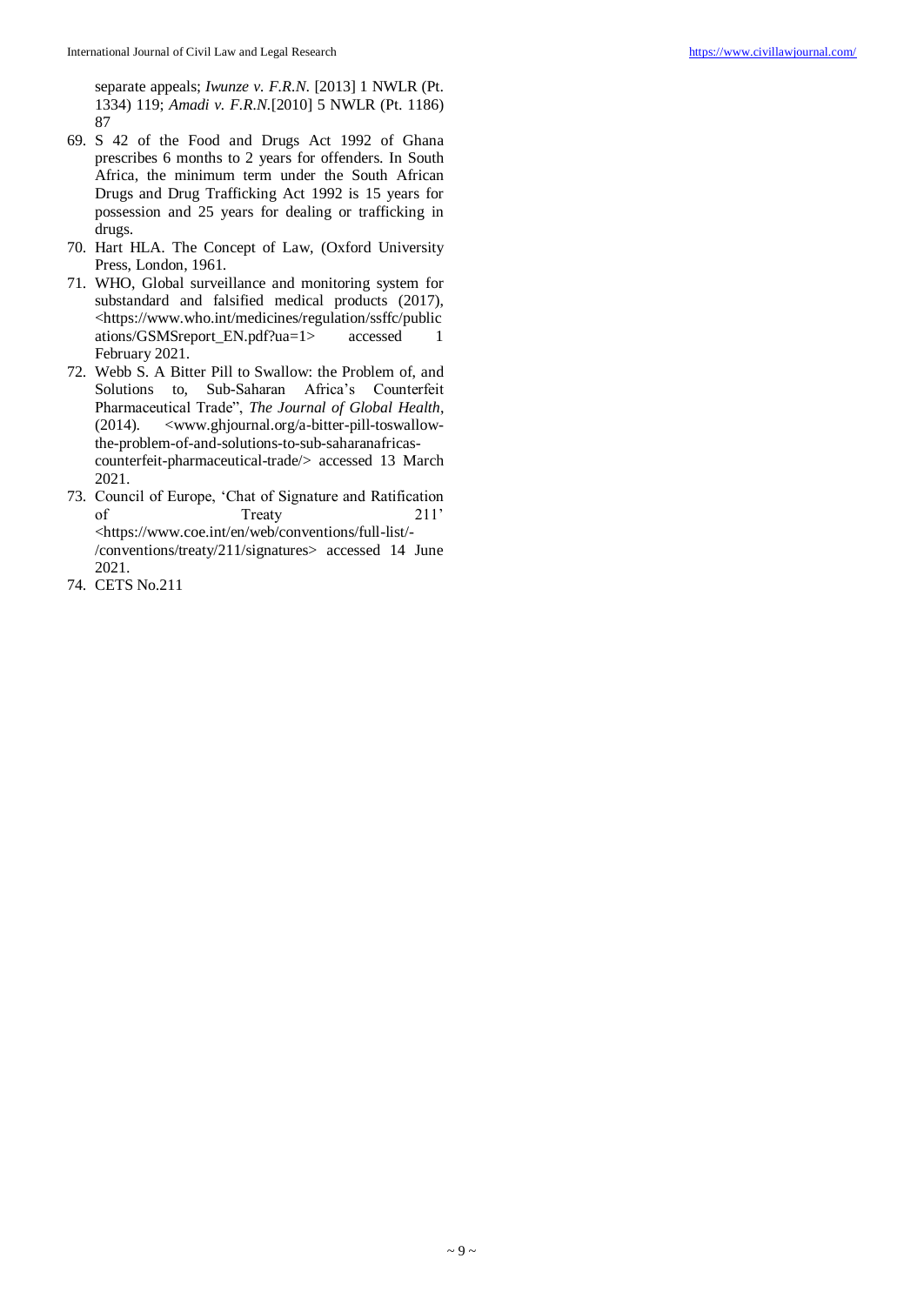separate appeals; *Iwunze v. F.R.N.* [2013] 1 NWLR (Pt. 1334) 119; *Amadi v. F.R.N.*[2010] 5 NWLR (Pt. 1186) 87

69. S 42 of the Food and Drugs Act 1992 of Ghana prescribes 6 months to 2 years for offenders. In South Africa, the minimum term under the South African Drugs and Drug Trafficking Act 1992 is 15 years for possession and 25 years for dealing or trafficking in drugs.
70. Hart HLA. The Concept of Law, (Oxford University Press, London, 1961.
71. WHO, Global surveillance and monitoring system for substandard and falsified medical products (2017), <https://www.who.int/medicines/regulation/ssffc/publications/GSMSreport_EN.pdf?ua=1> accessed 1 February 2021.
72. Webb S. A Bitter Pill to Swallow: the Problem of, and Solutions to, Sub-Saharan Africa's Counterfeit Pharmaceutical Trade", *The Journal of Global Health*, (2014). <www.ghjournal.org/a-bitter-pill-toswallow-the-problem-of-and-solutions-to-sub-saharanafricas-counterfeit-pharmaceutical-trade/> accessed 13 March 2021.
73. Council of Europe, 'Chat of Signature and Ratification of Treaty 211' <https://www.coe.int/en/web/conventions/full-list/-/conventions/treaty/211/signatures> accessed 14 June 2021.
74. CETS No.211